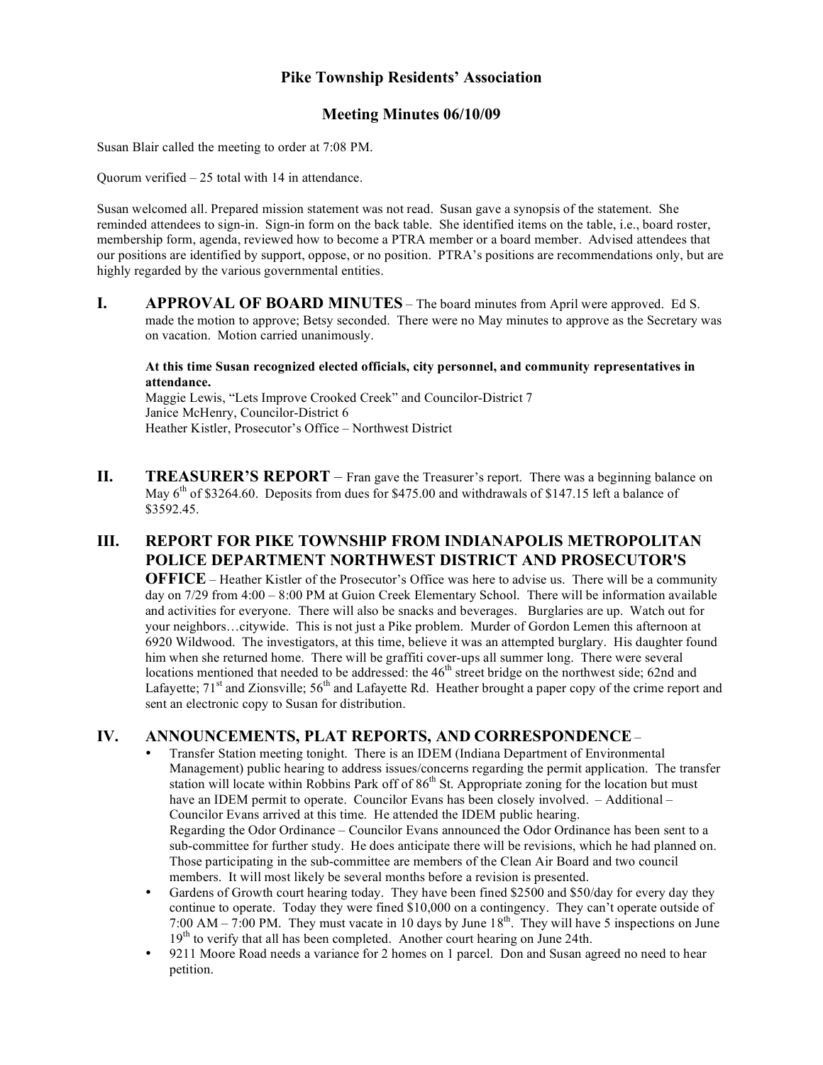# Pike Township Residents' Association

## Meeting Minutes 06/10/09

Susan Blair called the meeting to order at 7:08 PM.

Quorum verified – 25 total with 14 in attendance.

Susan welcomed all. Prepared mission statement was not read. Susan gave a synopsis of the statement. She reminded attendees to sign-in. Sign-in form on the back table. She identified items on the table, i.e., board roster, membership form, agenda, reviewed how to become a PTRA member or a board member. Advised attendees that our positions are identified by support, oppose, or no position. PTRA's positions are recommendations only, but are highly regarded by the various governmental entities.

## I. APPROVAL OF BOARD MINUTES

The board minutes from April were approved. Ed S. made the motion to approve; Betsy seconded. There were no May minutes to approve as the Secretary was on vacation. Motion carried unanimously.

**At this time Susan recognized elected officials, city personnel, and community representatives in attendance.**

Maggie Lewis, "Lets Improve Crooked Creek" and Councilor-District 7
Janice McHenry, Councilor-District 6
Heather Kistler, Prosecutor's Office – Northwest District

## II. TREASURER'S REPORT

Fran gave the Treasurer's report. There was a beginning balance on May 6th of \$3264.60. Deposits from dues for \$475.00 and withdrawals of \$147.15 left a balance of \$3592.45.

## III. REPORT FOR PIKE TOWNSHIP FROM INDIANAPOLIS METROPOLITAN POLICE DEPARTMENT NORTHWEST DISTRICT AND PROSECUTOR'S OFFICE

Heather Kistler of the Prosecutor's Office was here to advise us. There will be a community day on 7/29 from 4:00 – 8:00 PM at Guion Creek Elementary School. There will be information available and activities for everyone. There will also be snacks and beverages. Burglaries are up. Watch out for your neighbors…citywide. This is not just a Pike problem. Murder of Gordon Lemen this afternoon at 6920 Wildwood. The investigators, at this time, believe it was an attempted burglary. His daughter found him when she returned home. There will be graffiti cover-ups all summer long. There were several locations mentioned that needed to be addressed: the 46th street bridge on the northwest side; 62nd and Lafayette; 71st and Zionsville; 56th and Lafayette Rd. Heather brought a paper copy of the crime report and sent an electronic copy to Susan for distribution.

## IV. ANNOUNCEMENTS, PLAT REPORTS, AND CORRESPONDENCE –

- Transfer Station meeting tonight. There is an IDEM (Indiana Department of Environmental Management) public hearing to address issues/concerns regarding the permit application. The transfer station will locate within Robbins Park off of 86th St. Appropriate zoning for the location but must have an IDEM permit to operate. Councilor Evans has been closely involved. – Additional – Councilor Evans arrived at this time. He attended the IDEM public hearing.
  Regarding the Odor Ordinance – Councilor Evans announced the Odor Ordinance has been sent to a sub-committee for further study. He does anticipate there will be revisions, which he had planned on. Those participating in the sub-committee are members of the Clean Air Board and two council members. It will most likely be several months before a revision is presented.
- Gardens of Growth court hearing today. They have been fined \$2500 and \$50/day for every day they continue to operate. Today they were fined \$10,000 on a contingency. They can't operate outside of 7:00 AM – 7:00 PM. They must vacate in 10 days by June 18th. They will have 5 inspections on June 19th to verify that all has been completed. Another court hearing on June 24th.
- 9211 Moore Road needs a variance for 2 homes on 1 parcel. Don and Susan agreed no need to hear petition.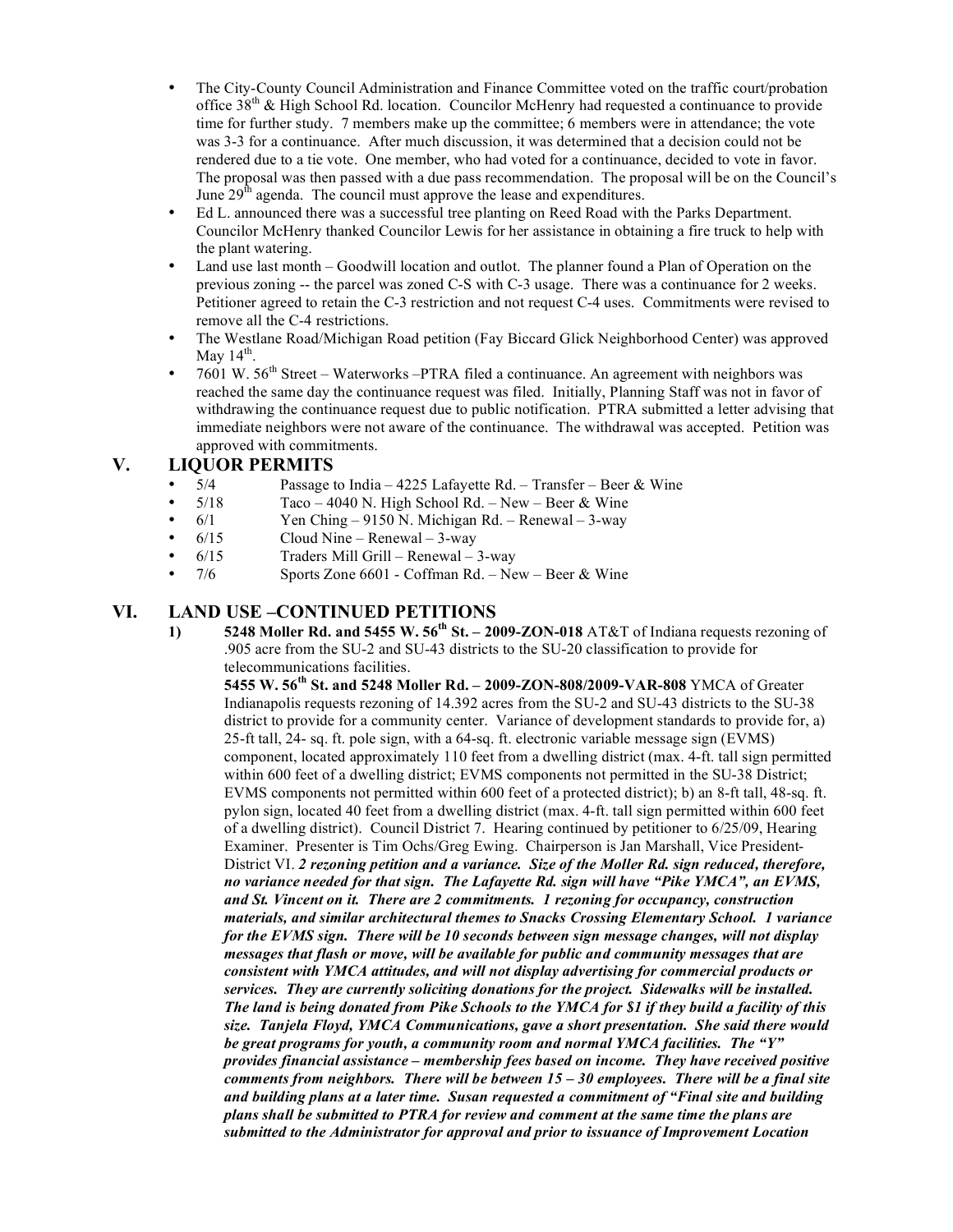- The City-County Council Administration and Finance Committee voted on the traffic court/probation office 38th & High School Rd. location. Councilor McHenry had requested a continuance to provide time for further study. 7 members make up the committee; 6 members were in attendance; the vote was 3-3 for a continuance. After much discussion, it was determined that a decision could not be rendered due to a tie vote. One member, who had voted for a continuance, decided to vote in favor. The proposal was then passed with a due pass recommendation. The proposal will be on the Council's June 29th agenda. The council must approve the lease and expenditures.
- Ed L. announced there was a successful tree planting on Reed Road with the Parks Department. Councilor McHenry thanked Councilor Lewis for her assistance in obtaining a fire truck to help with the plant watering.
- Land use last month – Goodwill location and outlot. The planner found a Plan of Operation on the previous zoning -- the parcel was zoned C-S with C-3 usage. There was a continuance for 2 weeks. Petitioner agreed to retain the C-3 restriction and not request C-4 uses. Commitments were revised to remove all the C-4 restrictions.
- The Westlane Road/Michigan Road petition (Fay Biccard Glick Neighborhood Center) was approved May 14th.
- 7601 W. 56th Street – Waterworks –PTRA filed a continuance. An agreement with neighbors was reached the same day the continuance request was filed. Initially, Planning Staff was not in favor of withdrawing the continuance request due to public notification. PTRA submitted a letter advising that immediate neighbors were not aware of the continuance. The withdrawal was accepted. Petition was approved with commitments.

## V. LIQUOR PERMITS

- 5/4 Passage to India – 4225 Lafayette Rd. – Transfer – Beer & Wine
- 5/18 Taco – 4040 N. High School Rd. – New – Beer & Wine
- 6/1 Yen Ching – 9150 N. Michigan Rd. – Renewal – 3-way
- 6/15 Cloud Nine – Renewal – 3-way
- 6/15 Traders Mill Grill – Renewal – 3-way
- 7/6 Sports Zone 6601 - Coffman Rd. – New – Beer & Wine

## VI. LAND USE –CONTINUED PETITIONS

1) **5248 Moller Rd. and 5455 W. 56th St. – 2009-ZON-018** AT&T of Indiana requests rezoning of .905 acre from the SU-2 and SU-43 districts to the SU-20 classification to provide for telecommunications facilities.

**5455 W. 56th St. and 5248 Moller Rd. – 2009-ZON-808/2009-VAR-808** YMCA of Greater Indianapolis requests rezoning of 14.392 acres from the SU-2 and SU-43 districts to the SU-38 district to provide for a community center. Variance of development standards to provide for, a) 25-ft tall, 24- sq. ft. pole sign, with a 64-sq. ft. electronic variable message sign (EVMS) component, located approximately 110 feet from a dwelling district (max. 4-ft. tall sign permitted within 600 feet of a dwelling district; EVMS components not permitted in the SU-38 District; EVMS components not permitted within 600 feet of a protected district); b) an 8-ft tall, 48-sq. ft. pylon sign, located 40 feet from a dwelling district (max. 4-ft. tall sign permitted within 600 feet of a dwelling district). Council District 7. Hearing continued by petitioner to 6/25/09, Hearing Examiner. Presenter is Tim Ochs/Greg Ewing. Chairperson is Jan Marshall, Vice President-District VI. ***2 rezoning petition and a variance. Size of the Moller Rd. sign reduced, therefore, no variance needed for that sign. The Lafayette Rd. sign will have "Pike YMCA", an EVMS, and St. Vincent on it. There are 2 commitments. 1 rezoning for occupancy, construction materials, and similar architectural themes to Snacks Crossing Elementary School. 1 variance for the EVMS sign. There will be 10 seconds between sign message changes, will not display messages that flash or move, will be available for public and community messages that are consistent with YMCA attitudes, and will not display advertising for commercial products or services. They are currently soliciting donations for the project. Sidewalks will be installed. The land is being donated from Pike Schools to the YMCA for $1 if they build a facility of this size. Tanjela Floyd, YMCA Communications, gave a short presentation. She said there would be great programs for youth, a community room and normal YMCA facilities. The "Y" provides financial assistance – membership fees based on income. They have received positive comments from neighbors. There will be between 15 – 30 employees. There will be a final site and building plans at a later time. Susan requested a commitment of "Final site and building plans shall be submitted to PTRA for review and comment at the same time the plans are submitted to the Administrator for approval and prior to issuance of Improvement Location***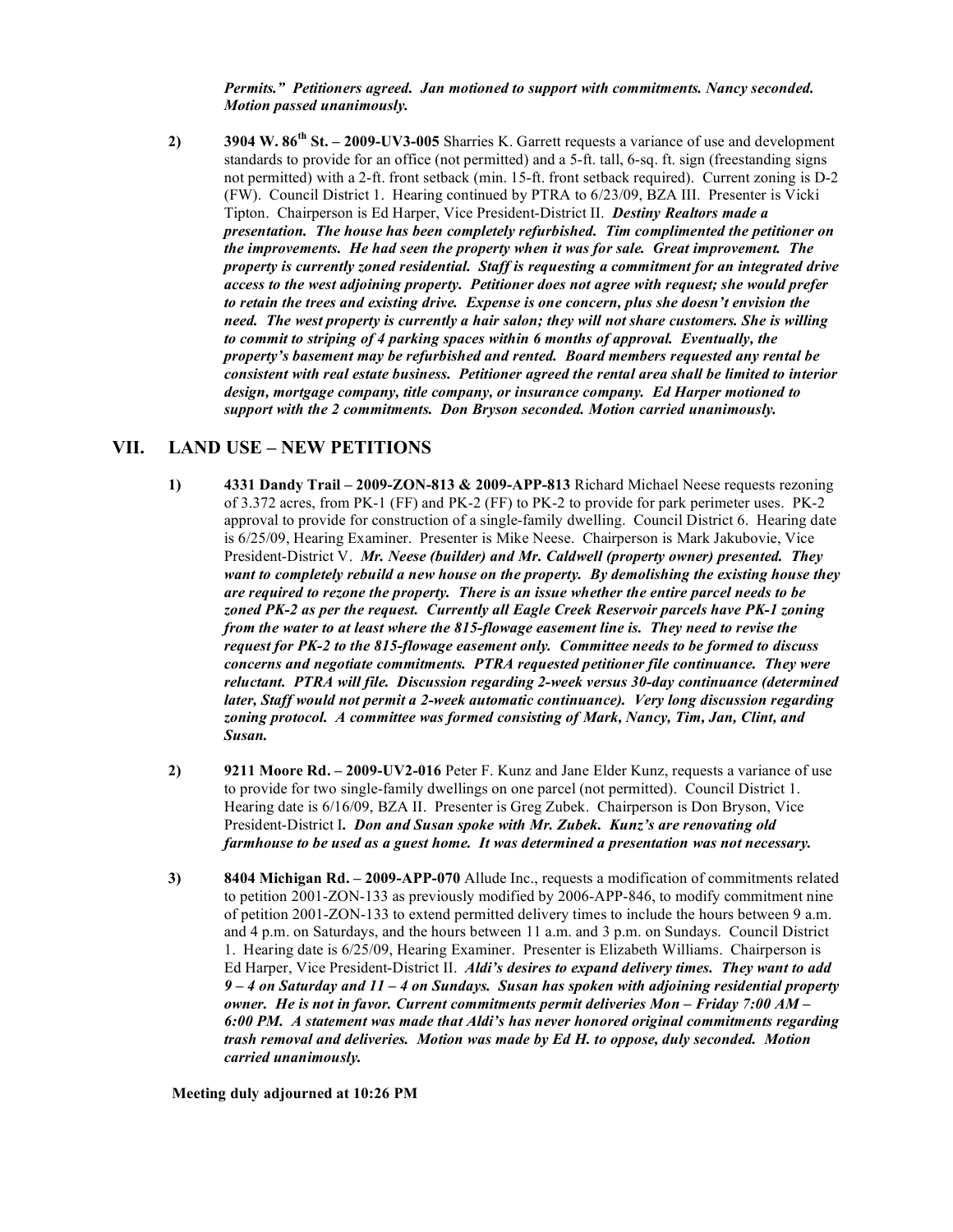***Permits." Petitioners agreed. Jan motioned to support with commitments. Nancy seconded. Motion passed unanimously.***

2) **3904 W. 86th St. – 2009-UV3-005** Sharries K. Garrett requests a variance of use and development standards to provide for an office (not permitted) and a 5-ft. tall, 6-sq. ft. sign (freestanding signs not permitted) with a 2-ft. front setback (min. 15-ft. front setback required). Current zoning is D-2 (FW). Council District 1. Hearing continued by PTRA to 6/23/09, BZA III. Presenter is Vicki Tipton. Chairperson is Ed Harper, Vice President-District II. ***Destiny Realtors made a presentation. The house has been completely refurbished. Tim complimented the petitioner on the improvements. He had seen the property when it was for sale. Great improvement. The property is currently zoned residential. Staff is requesting a commitment for an integrated drive access to the west adjoining property. Petitioner does not agree with request; she would prefer to retain the trees and existing drive. Expense is one concern, plus she doesn't envision the need. The west property is currently a hair salon; they will not share customers. She is willing to commit to striping of 4 parking spaces within 6 months of approval. Eventually, the property's basement may be refurbished and rented. Board members requested any rental be consistent with real estate business. Petitioner agreed the rental area shall be limited to interior design, mortgage company, title company, or insurance company. Ed Harper motioned to support with the 2 commitments. Don Bryson seconded. Motion carried unanimously.***

## VII. LAND USE – NEW PETITIONS

1) **4331 Dandy Trail – 2009-ZON-813 & 2009-APP-813** Richard Michael Neese requests rezoning of 3.372 acres, from PK-1 (FF) and PK-2 (FF) to PK-2 to provide for park perimeter uses. PK-2 approval to provide for construction of a single-family dwelling. Council District 6. Hearing date is 6/25/09, Hearing Examiner. Presenter is Mike Neese. Chairperson is Mark Jakubovie, Vice President-District V. ***Mr. Neese (builder) and Mr. Caldwell (property owner) presented. They want to completely rebuild a new house on the property. By demolishing the existing house they are required to rezone the property. There is an issue whether the entire parcel needs to be zoned PK-2 as per the request. Currently all Eagle Creek Reservoir parcels have PK-1 zoning from the water to at least where the 815-flowage easement line is. They need to revise the request for PK-2 to the 815-flowage easement only. Committee needs to be formed to discuss concerns and negotiate commitments. PTRA requested petitioner file continuance. They were reluctant. PTRA will file. Discussion regarding 2-week versus 30-day continuance (determined later, Staff would not permit a 2-week automatic continuance). Very long discussion regarding zoning protocol. A committee was formed consisting of Mark, Nancy, Tim, Jan, Clint, and Susan.***

2) **9211 Moore Rd. – 2009-UV2-016** Peter F. Kunz and Jane Elder Kunz, requests a variance of use to provide for two single-family dwellings on one parcel (not permitted). Council District 1. Hearing date is 6/16/09, BZA II. Presenter is Greg Zubek. Chairperson is Don Bryson, Vice President-District I**.** ***Don and Susan spoke with Mr. Zubek. Kunz's are renovating old farmhouse to be used as a guest home. It was determined a presentation was not necessary.***

3) **8404 Michigan Rd. – 2009-APP-070** Allude Inc., requests a modification of commitments related to petition 2001-ZON-133 as previously modified by 2006-APP-846, to modify commitment nine of petition 2001-ZON-133 to extend permitted delivery times to include the hours between 9 a.m. and 4 p.m. on Saturdays, and the hours between 11 a.m. and 3 p.m. on Sundays. Council District 1. Hearing date is 6/25/09, Hearing Examiner. Presenter is Elizabeth Williams. Chairperson is Ed Harper, Vice President-District II. ***Aldi's desires to expand delivery times. They want to add 9 – 4 on Saturday and 11 – 4 on Sundays. Susan has spoken with adjoining residential property owner. He is not in favor. Current commitments permit deliveries Mon – Friday 7:00 AM – 6:00 PM. A statement was made that Aldi's has never honored original commitments regarding trash removal and deliveries. Motion was made by Ed H. to oppose, duly seconded. Motion carried unanimously.***

**Meeting duly adjourned at 10:26 PM**